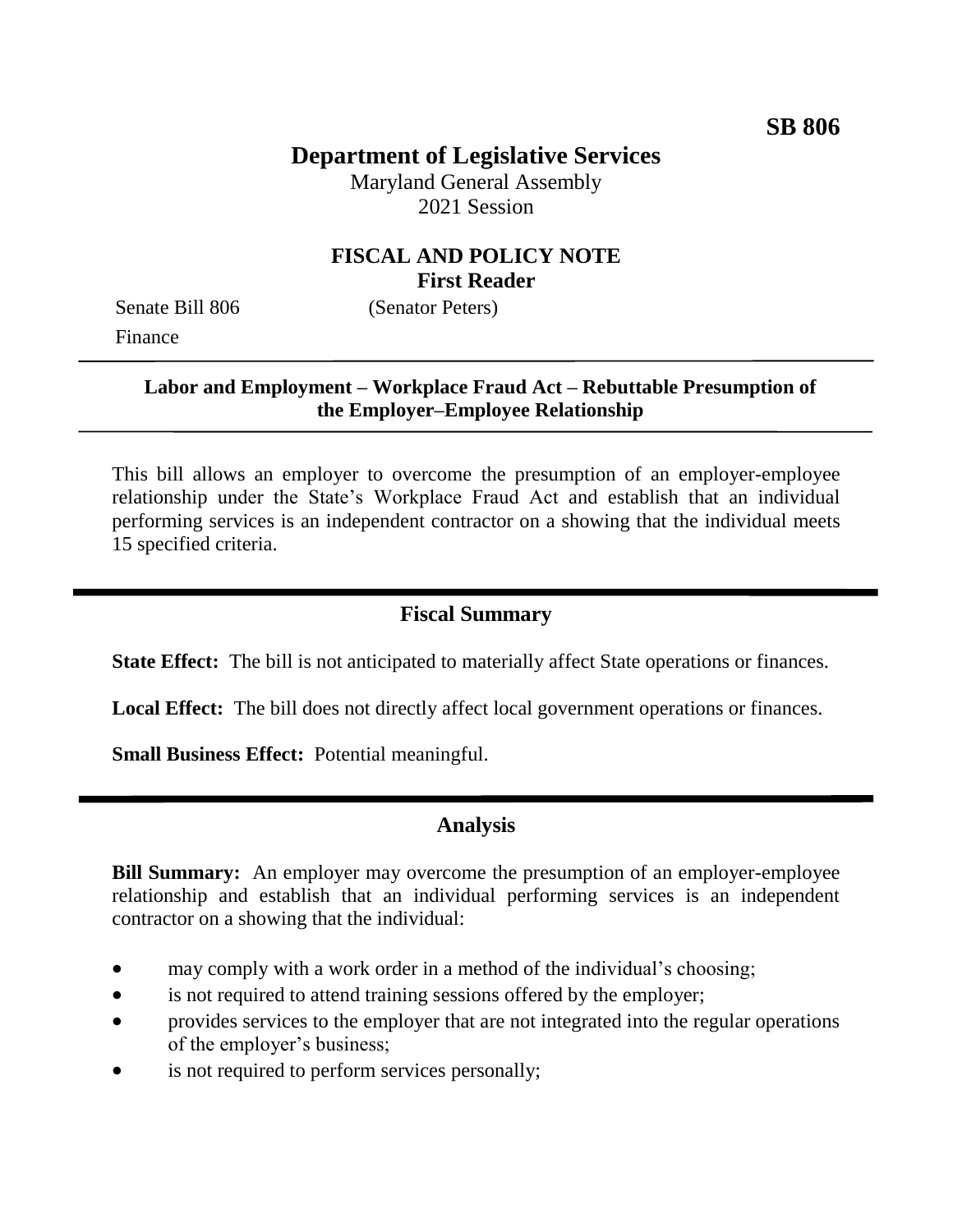**SB 806**

# Department of Legislative Services

Maryland General Assembly
2021 Session

## FISCAL AND POLICY NOTE
### First Reader

Senate Bill 806 (Senator Peters)
Finance

**Labor and Employment – Workplace Fraud Act – Rebuttable Presumption of the Employer–Employee Relationship**

This bill allows an employer to overcome the presumption of an employer-employee relationship under the State's Workplace Fraud Act and establish that an individual performing services is an independent contractor on a showing that the individual meets 15 specified criteria.

## Fiscal Summary

**State Effect:** The bill is not anticipated to materially affect State operations or finances.

**Local Effect:** The bill does not directly affect local government operations or finances.

**Small Business Effect:** Potential meaningful.

## Analysis

**Bill Summary:** An employer may overcome the presumption of an employer-employee relationship and establish that an individual performing services is an independent contractor on a showing that the individual:

- may comply with a work order in a method of the individual's choosing;
- is not required to attend training sessions offered by the employer;
- provides services to the employer that are not integrated into the regular operations of the employer's business;
- is not required to perform services personally;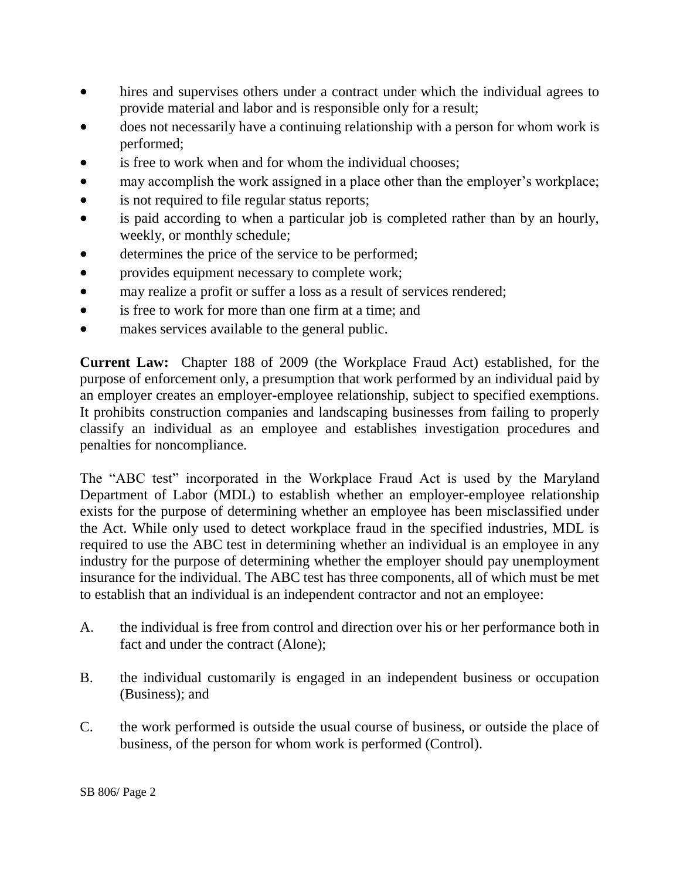- hires and supervises others under a contract under which the individual agrees to provide material and labor and is responsible only for a result;
- does not necessarily have a continuing relationship with a person for whom work is performed;
- is free to work when and for whom the individual chooses;
- may accomplish the work assigned in a place other than the employer's workplace;
- is not required to file regular status reports;
- is paid according to when a particular job is completed rather than by an hourly, weekly, or monthly schedule;
- determines the price of the service to be performed;
- provides equipment necessary to complete work;
- may realize a profit or suffer a loss as a result of services rendered;
- is free to work for more than one firm at a time; and
- makes services available to the general public.

**Current Law:** Chapter 188 of 2009 (the Workplace Fraud Act) established, for the purpose of enforcement only, a presumption that work performed by an individual paid by an employer creates an employer-employee relationship, subject to specified exemptions. It prohibits construction companies and landscaping businesses from failing to properly classify an individual as an employee and establishes investigation procedures and penalties for noncompliance.

The "ABC test" incorporated in the Workplace Fraud Act is used by the Maryland Department of Labor (MDL) to establish whether an employer-employee relationship exists for the purpose of determining whether an employee has been misclassified under the Act. While only used to detect workplace fraud in the specified industries, MDL is required to use the ABC test in determining whether an individual is an employee in any industry for the purpose of determining whether the employer should pay unemployment insurance for the individual. The ABC test has three components, all of which must be met to establish that an individual is an independent contractor and not an employee:

A. the individual is free from control and direction over his or her performance both in fact and under the contract (Alone);

B. the individual customarily is engaged in an independent business or occupation (Business); and

C. the work performed is outside the usual course of business, or outside the place of business, of the person for whom work is performed (Control).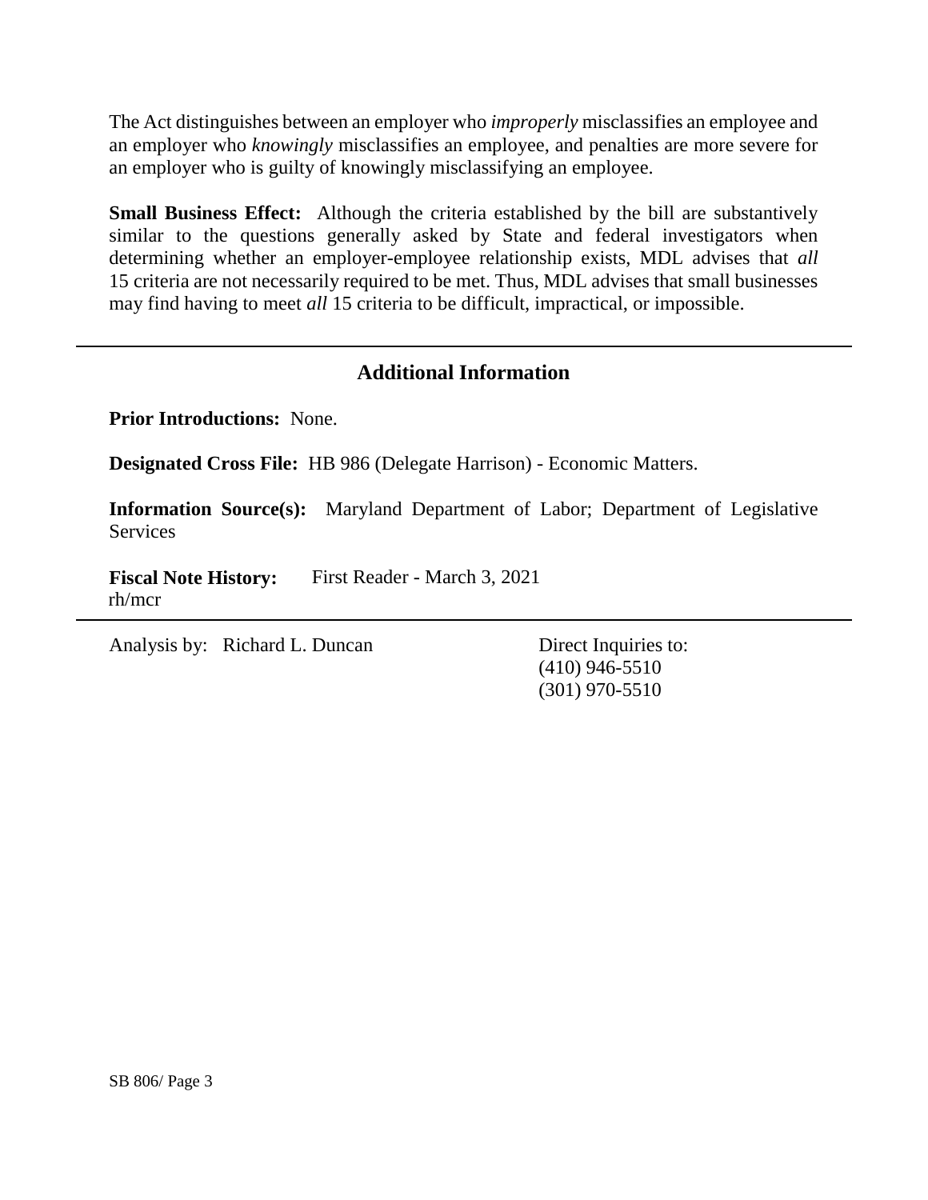The Act distinguishes between an employer who *improperly* misclassifies an employee and an employer who *knowingly* misclassifies an employee, and penalties are more severe for an employer who is guilty of knowingly misclassifying an employee.

**Small Business Effect:** Although the criteria established by the bill are substantively similar to the questions generally asked by State and federal investigators when determining whether an employer-employee relationship exists, MDL advises that *all* 15 criteria are not necessarily required to be met. Thus, MDL advises that small businesses may find having to meet *all* 15 criteria to be difficult, impractical, or impossible.

---

## Additional Information

**Prior Introductions:** None.

**Designated Cross File:** HB 986 (Delegate Harrison) - Economic Matters.

**Information Source(s):** Maryland Department of Labor; Department of Legislative Services

**Fiscal Note History:** First Reader - March 3, 2021
rh/mcr

---

Analysis by: Richard L. Duncan

Direct Inquiries to:
(410) 946-5510
(301) 970-5510